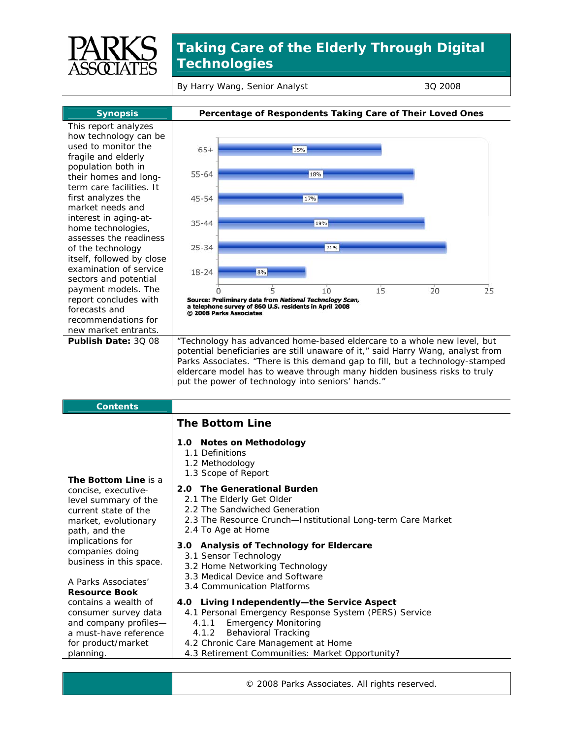# Taking Care of the Elderly Through Digital Technologies

By Harry Wang, Senior Analyst — 3Q 2008

## Synopsis

This report analyzes how technology can be used to monitor the fragile and elderly population both in their homes and long-term care facilities. It first analyzes the market needs and interest in aging-at-home technologies, assesses the readiness of the technology itself, followed by close examination of service sectors and potential payment models. The report concludes with forecasts and recommendations for new market entrants.

**Percentage of Respondents Taking Care of Their Loved Ones**

| Age | Percentage |
|---|---|
| 65+ | 15% |
| 55-64 | 18% |
| 45-54 | 17% |
| 35-44 | 19% |
| 25-34 | 21% |
| 18-24 | 8% |

**Source: Preliminary data from *National Technology Scan*, a telephone survey of 860 U.S. residents in April 2008**
**© 2008 Parks Associates**

**Publish Date:** 3Q 08

"Technology has advanced home-based eldercare to a whole new level, but potential beneficiaries are still unaware of it," said Harry Wang, analyst from Parks Associates. "There is this demand gap to fill, but a technology-stamped eldercare model has to weave through many hidden business risks to truly put the power of technology into seniors' hands."

## Contents

**The Bottom Line** is a concise, executive-level summary of the current state of the market, evolutionary path, and the implications for companies doing business in this space.

A Parks Associates' **Resource Book** contains a wealth of consumer survey data and company profiles—a must-have reference for product/market planning.

### The Bottom Line

**1.0 Notes on Methodology**
- 1.1 Definitions
- 1.2 Methodology
- 1.3 Scope of Report

**2.0 The Generational Burden**
- 2.1 The Elderly Get Older
- 2.2 The Sandwiched Generation
- 2.3 The Resource Crunch—Institutional Long-term Care Market
- 2.4 To Age at Home

**3.0 Analysis of Technology for Eldercare**
- 3.1 Sensor Technology
- 3.2 Home Networking Technology
- 3.3 Medical Device and Software
- 3.4 Communication Platforms

**4.0 Living Independently—the Service Aspect**
- 4.1 Personal Emergency Response System (PERS) Service
  - 4.1.1 Emergency Monitoring
  - 4.1.2 Behavioral Tracking
- 4.2 Chronic Care Management at Home
- 4.3 Retirement Communities: Market Opportunity?

© 2008 Parks Associates. All rights reserved.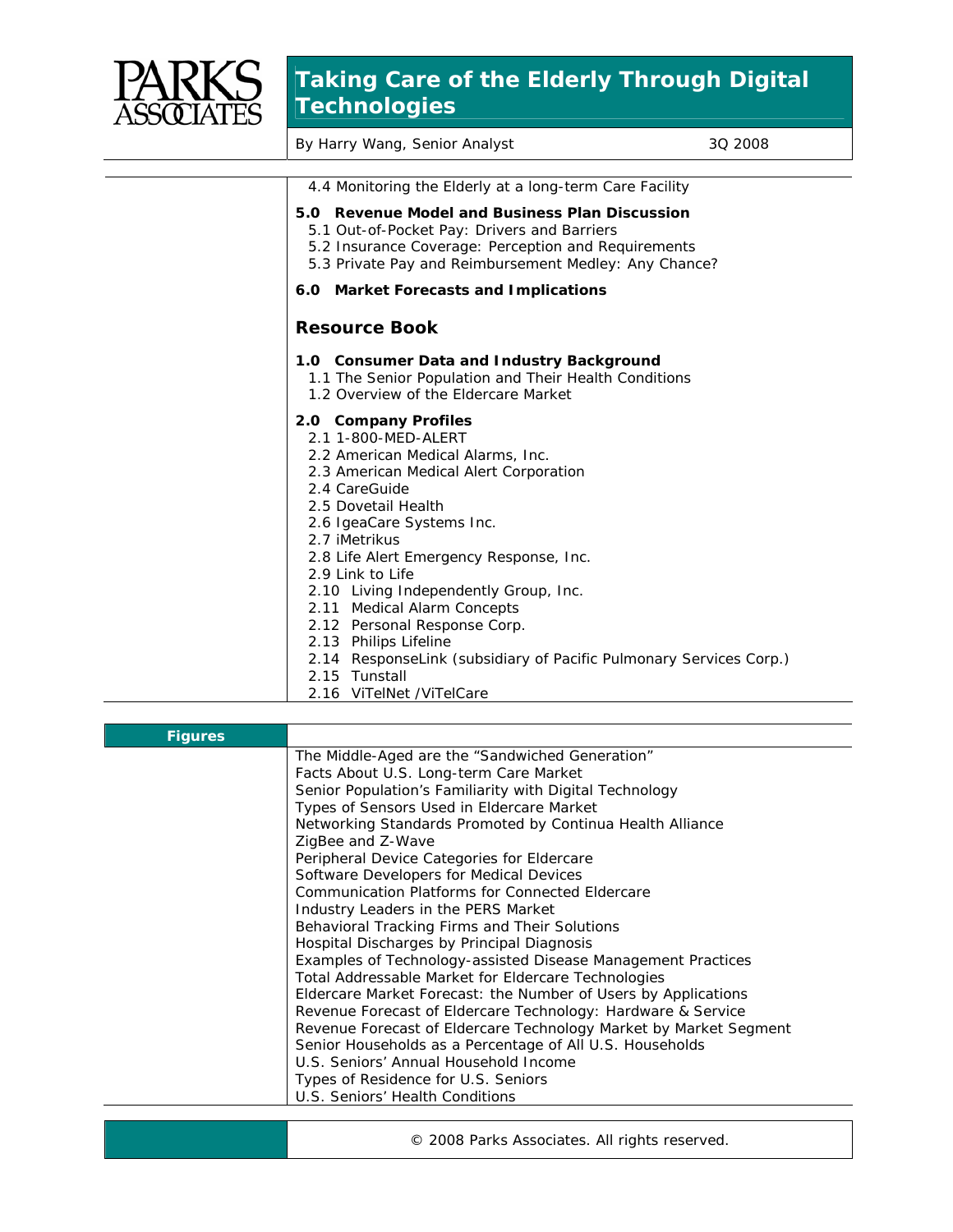4.4 Monitoring the Elderly at a long-term Care Facility

**5.0 Revenue Model and Business Plan Discussion**

5.1 Out-of-Pocket Pay: Drivers and Barriers
5.2 Insurance Coverage: Perception and Requirements
5.3 Private Pay and Reimbursement Medley: Any Chance?

**6.0 Market Forecasts and Implications**

## Resource Book

**1.0 Consumer Data and Industry Background**

1.1 The Senior Population and Their Health Conditions
1.2 Overview of the Eldercare Market

**2.0 Company Profiles**

2.1 1-800-MED-ALERT
2.2 American Medical Alarms, Inc.
2.3 American Medical Alert Corporation
2.4 CareGuide
2.5 Dovetail Health
2.6 IgeaCare Systems Inc.
2.7 iMetrikus
2.8 Life Alert Emergency Response, Inc.
2.9 Link to Life
2.10 Living Independently Group, Inc.
2.11 Medical Alarm Concepts
2.12 Personal Response Corp.
2.13 Philips Lifeline
2.14 ResponseLink (subsidiary of Pacific Pulmonary Services Corp.)
2.15 Tunstall
2.16 ViTelNet /ViTelCare

## Figures

The Middle-Aged are the "Sandwiched Generation"
Facts About U.S. Long-term Care Market
Senior Population's Familiarity with Digital Technology
Types of Sensors Used in Eldercare Market
Networking Standards Promoted by Continua Health Alliance
ZigBee and Z-Wave
Peripheral Device Categories for Eldercare
Software Developers for Medical Devices
Communication Platforms for Connected Eldercare
Industry Leaders in the PERS Market
Behavioral Tracking Firms and Their Solutions
Hospital Discharges by Principal Diagnosis
Examples of Technology-assisted Disease Management Practices
Total Addressable Market for Eldercare Technologies
Eldercare Market Forecast: the Number of Users by Applications
Revenue Forecast of Eldercare Technology: Hardware & Service
Revenue Forecast of Eldercare Technology Market by Market Segment
Senior Households as a Percentage of All U.S. Households
U.S. Seniors' Annual Household Income
Types of Residence for U.S. Seniors
U.S. Seniors' Health Conditions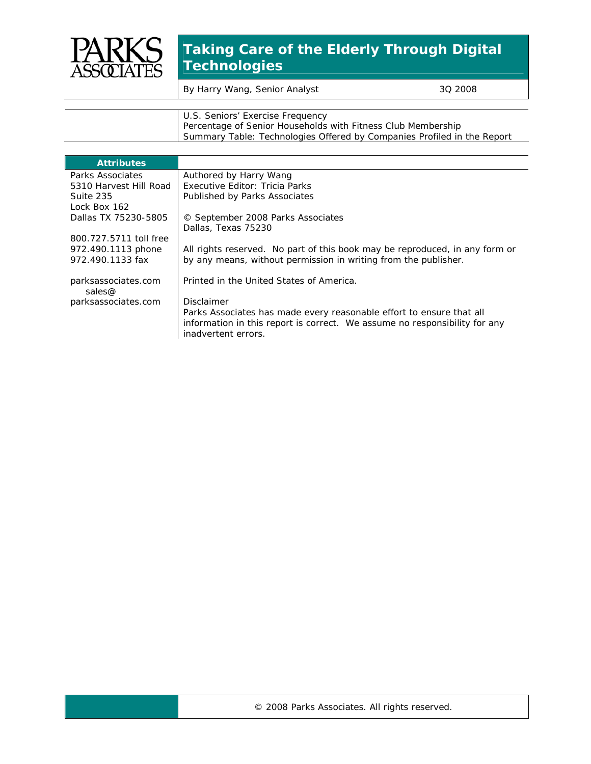PARKS ASSOCIATES

# Taking Care of the Elderly Through Digital Technologies

By Harry Wang, Senior Analyst | 3Q 2008

U.S. Seniors' Exercise Frequency
Percentage of Senior Households with Fitness Club Membership
Summary Table: Technologies Offered by Companies Profiled in the Report

| Attributes | |
|---|---|
| Parks Associates<br>5310 Harvest Hill Road<br>Suite 235<br>Lock Box 162<br>Dallas TX 75230-5805 | Authored by Harry Wang<br>Executive Editor: Tricia Parks<br>Published by Parks Associates<br><br>© September 2008 Parks Associates<br>Dallas, Texas 75230 |
| 800.727.5711 toll free<br>972.490.1113 phone<br>972.490.1133 fax | All rights reserved. No part of this book may be reproduced, in any form or by any means, without permission in writing from the publisher. |
| parksassociates.com<br>sales@parksassociates.com | Printed in the United States of America.<br><br>Disclaimer<br>Parks Associates has made every reasonable effort to ensure that all information in this report is correct. We assume no responsibility for any inadvertent errors. |

© 2008 Parks Associates. All rights reserved.